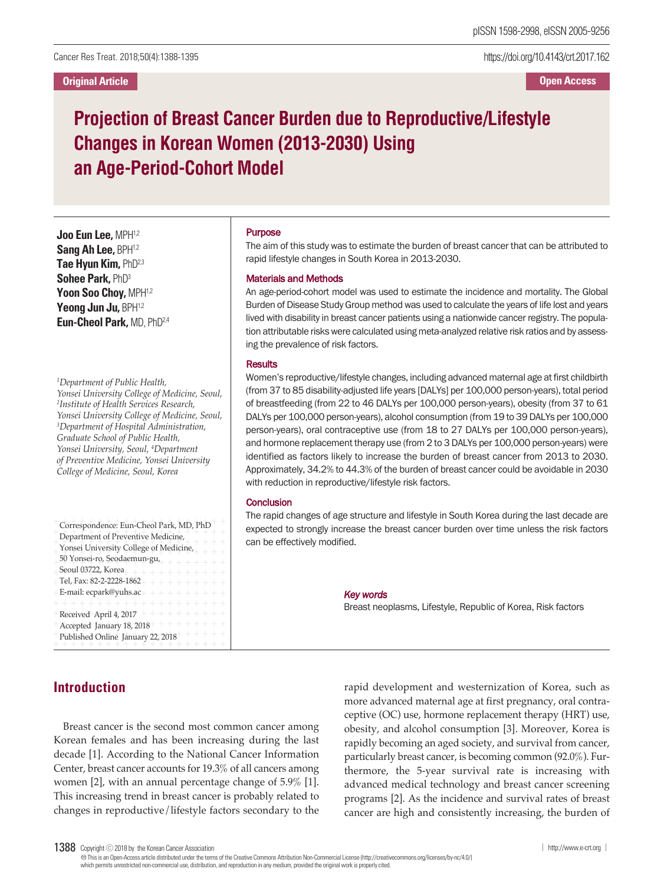Original Article

Open Access

# Projection of Breast Cancer Burden due to Reproductive/Lifestyle Changes in Korean Women (2013-2030) Using an Age-Period-Cohort Model

**Joo Eun Lee,** MPH[1,2]
**Sang Ah Lee,** BPH[1,2]
**Tae Hyun Kim,** PhD[2,3]
**Sohee Park,** PhD[3]
**Yoon Soo Choy,** MPH[1,2]
**Yeong Jun Ju,** BPH[1,2]
**Eun-Cheol Park,** MD, PhD[2,4]

*[1]Department of Public Health, Yonsei University College of Medicine, Seoul, [2]Institute of Health Services Research, Yonsei University College of Medicine, Seoul, [3]Department of Hospital Administration, Graduate School of Public Health, Yonsei University, Seoul, [4]Department of Preventive Medicine, Yonsei University College of Medicine, Seoul, Korea*

Correspondence: Eun-Cheol Park, MD, PhD
Department of Preventive Medicine,
Yonsei University College of Medicine,
50 Yonsei-ro, Seodaemun-gu,
Seoul 03722, Korea
Tel, Fax: 82-2-2228-1862
E-mail: ecpark@yuhs.ac

Received April 4, 2017
Accepted January 18, 2018
Published Online January 22, 2018

### Purpose

The aim of this study was to estimate the burden of breast cancer that can be attributed to rapid lifestyle changes in South Korea in 2013-2030.

### Materials and Methods

An age-period-cohort model was used to estimate the incidence and mortality. The Global Burden of Disease Study Group method was used to calculate the years of life lost and years lived with disability in breast cancer patients using a nationwide cancer registry. The population attributable risks were calculated using meta-analyzed relative risk ratios and by assessing the prevalence of risk factors.

### Results

Women's reproductive/lifestyle changes, including advanced maternal age at first childbirth (from 37 to 85 disability-adjusted life years [DALYs] per 100,000 person-years), total period of breastfeeding (from 22 to 46 DALYs per 100,000 person-years), obesity (from 37 to 61 DALYs per 100,000 person-years), alcohol consumption (from 19 to 39 DALYs per 100,000 person-years), oral contraceptive use (from 18 to 27 DALYs per 100,000 person-years), and hormone replacement therapy use (from 2 to 3 DALYs per 100,000 person-years) were identified as factors likely to increase the burden of breast cancer from 2013 to 2030. Approximately, 34.2% to 44.3% of the burden of breast cancer could be avoidable in 2030 with reduction in reproductive/lifestyle risk factors.

### Conclusion

The rapid changes of age structure and lifestyle in South Korea during the last decade are expected to strongly increase the breast cancer burden over time unless the risk factors can be effectively modified.

*Key words*

Breast neoplasms, Lifestyle, Republic of Korea, Risk factors

## Introduction

Breast cancer is the second most common cancer among Korean females and has been increasing during the last decade [1]. According to the National Cancer Information Center, breast cancer accounts for 19.3% of all cancers among women [2], with an annual percentage change of 5.9% [1]. This increasing trend in breast cancer is probably related to changes in reproductive/lifestyle factors secondary to the rapid development and westernization of Korea, such as more advanced maternal age at first pregnancy, oral contraceptive (OC) use, hormone replacement therapy (HRT) use, obesity, and alcohol consumption [3]. Moreover, Korea is rapidly becoming an aged society, and survival from cancer, particularly breast cancer, is becoming common (92.0%). Furthermore, the 5-year survival rate is increasing with advanced medical technology and breast cancer screening programs [2]. As the incidence and survival rates of breast cancer are high and consistently increasing, the burden of

Copyright ⓒ 2018 by the Korean Cancer Association
This is an Open-Access article distributed under the terms of the Creative Commons Attribution Non-Commercial License (http://creativecommons.org/licenses/by-nc/4.0/) which permits unrestricted non-commercial use, distribution, and reproduction in any medium, provided the original work is properly cited.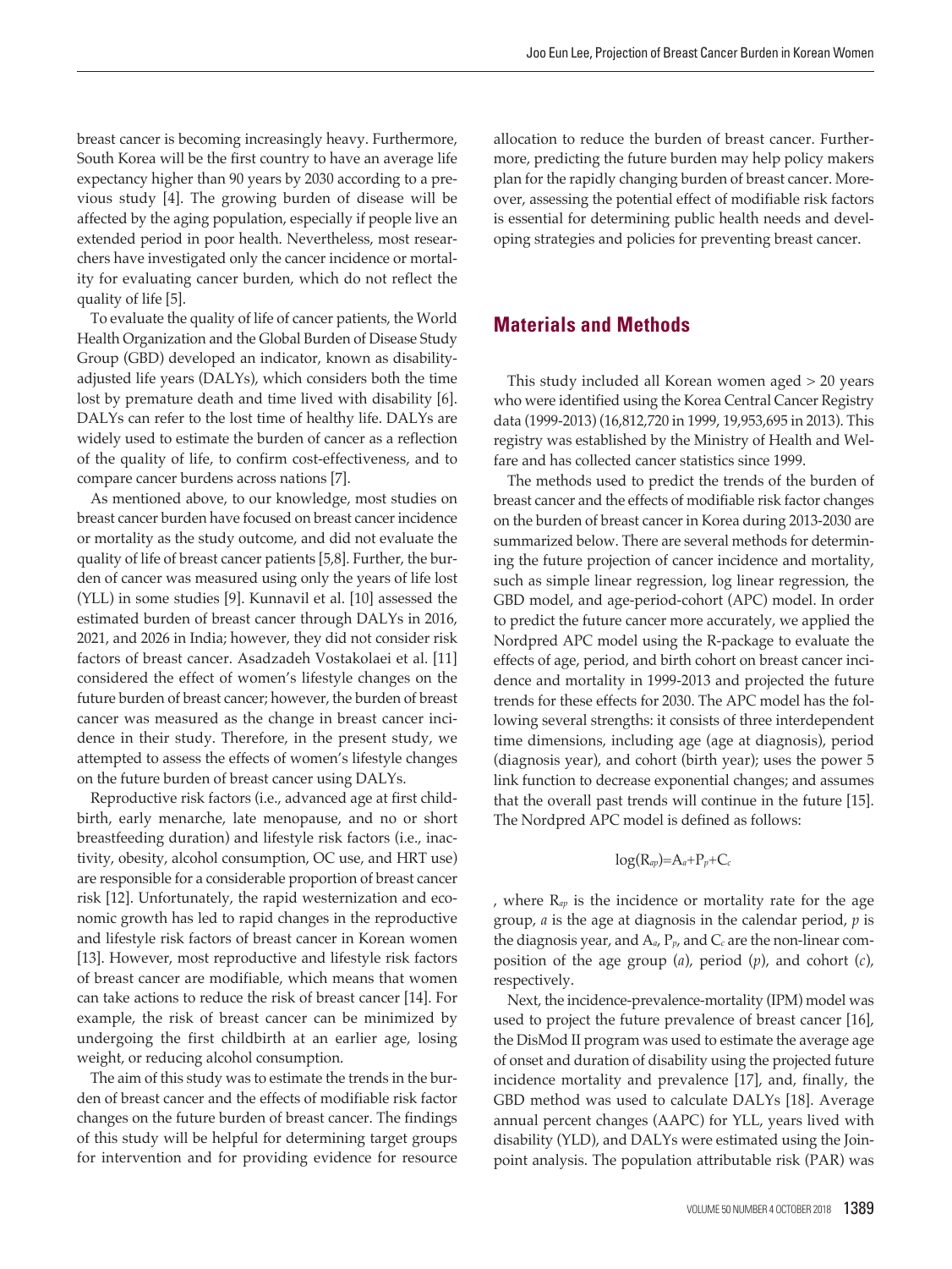breast cancer is becoming increasingly heavy. Furthermore, South Korea will be the first country to have an average life expectancy higher than 90 years by 2030 according to a previous study [4]. The growing burden of disease will be affected by the aging population, especially if people live an extended period in poor health. Nevertheless, most researchers have investigated only the cancer incidence or mortality for evaluating cancer burden, which do not reflect the quality of life [5].

To evaluate the quality of life of cancer patients, the World Health Organization and the Global Burden of Disease Study Group (GBD) developed an indicator, known as disability-adjusted life years (DALYs), which considers both the time lost by premature death and time lived with disability [6]. DALYs can refer to the lost time of healthy life. DALYs are widely used to estimate the burden of cancer as a reflection of the quality of life, to confirm cost-effectiveness, and to compare cancer burdens across nations [7].

As mentioned above, to our knowledge, most studies on breast cancer burden have focused on breast cancer incidence or mortality as the study outcome, and did not evaluate the quality of life of breast cancer patients [5,8]. Further, the burden of cancer was measured using only the years of life lost (YLL) in some studies [9]. Kunnavil et al. [10] assessed the estimated burden of breast cancer through DALYs in 2016, 2021, and 2026 in India; however, they did not consider risk factors of breast cancer. Asadzadeh Vostakolaei et al. [11] considered the effect of women's lifestyle changes on the future burden of breast cancer; however, the burden of breast cancer was measured as the change in breast cancer incidence in their study. Therefore, in the present study, we attempted to assess the effects of women's lifestyle changes on the future burden of breast cancer using DALYs.

Reproductive risk factors (i.e., advanced age at first childbirth, early menarche, late menopause, and no or short breastfeeding duration) and lifestyle risk factors (i.e., inactivity, obesity, alcohol consumption, OC use, and HRT use) are responsible for a considerable proportion of breast cancer risk [12]. Unfortunately, the rapid westernization and economic growth has led to rapid changes in the reproductive and lifestyle risk factors of breast cancer in Korean women [13]. However, most reproductive and lifestyle risk factors of breast cancer are modifiable, which means that women can take actions to reduce the risk of breast cancer [14]. For example, the risk of breast cancer can be minimized by undergoing the first childbirth at an earlier age, losing weight, or reducing alcohol consumption.

The aim of this study was to estimate the trends in the burden of breast cancer and the effects of modifiable risk factor changes on the future burden of breast cancer. The findings of this study will be helpful for determining target groups for intervention and for providing evidence for resource allocation to reduce the burden of breast cancer. Furthermore, predicting the future burden may help policy makers plan for the rapidly changing burden of breast cancer. Moreover, assessing the potential effect of modifiable risk factors is essential for determining public health needs and developing strategies and policies for preventing breast cancer.

## Materials and Methods

This study included all Korean women aged > 20 years who were identified using the Korea Central Cancer Registry data (1999-2013) (16,812,720 in 1999, 19,953,695 in 2013). This registry was established by the Ministry of Health and Welfare and has collected cancer statistics since 1999.

The methods used to predict the trends of the burden of breast cancer and the effects of modifiable risk factor changes on the burden of breast cancer in Korea during 2013-2030 are summarized below. There are several methods for determining the future projection of cancer incidence and mortality, such as simple linear regression, log linear regression, the GBD model, and age-period-cohort (APC) model. In order to predict the future cancer more accurately, we applied the Nordpred APC model using the R-package to evaluate the effects of age, period, and birth cohort on breast cancer incidence and mortality in 1999-2013 and projected the future trends for these effects for 2030. The APC model has the following several strengths: it consists of three interdependent time dimensions, including age (age at diagnosis), period (diagnosis year), and cohort (birth year); uses the power 5 link function to decrease exponential changes; and assumes that the overall past trends will continue in the future [15]. The Nordpred APC model is defined as follows:

$$\log(R_{ap})=A_a+P_p+C_c$$

, where $R_{ap}$ is the incidence or mortality rate for the age group, $a$ is the age at diagnosis in the calendar period, $p$ is the diagnosis year, and $A_a$, $P_p$, and $C_c$ are the non-linear composition of the age group ($a$), period ($p$), and cohort ($c$), respectively.

Next, the incidence-prevalence-mortality (IPM) model was used to project the future prevalence of breast cancer [16], the DisMod II program was used to estimate the average age of onset and duration of disability using the projected future incidence mortality and prevalence [17], and, finally, the GBD method was used to calculate DALYs [18]. Average annual percent changes (AAPC) for YLL, years lived with disability (YLD), and DALYs were estimated using the Joinpoint analysis. The population attributable risk (PAR) was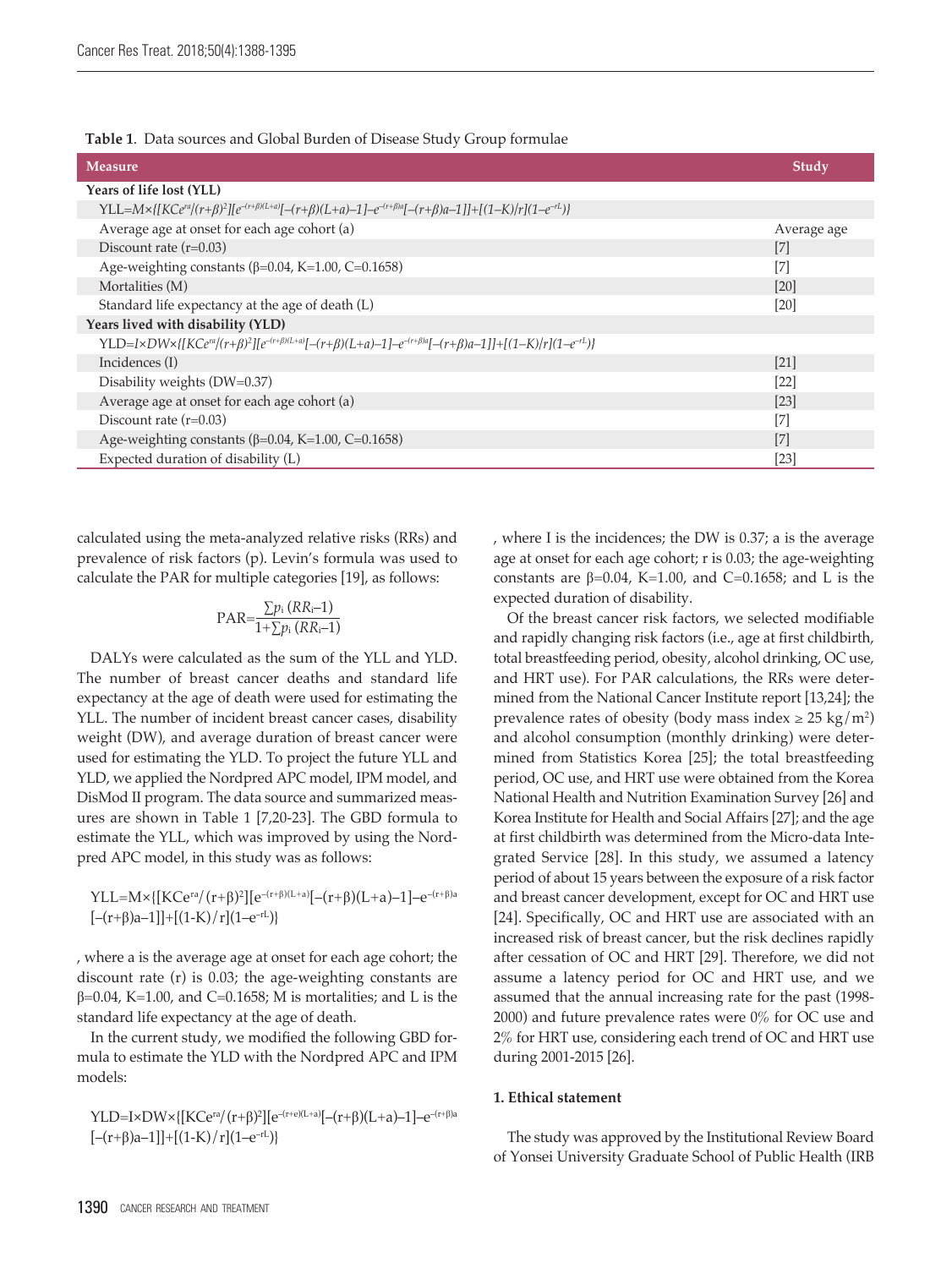**Table 1.** Data sources and Global Burden of Disease Study Group formulae

| Measure | Study |
|---|---|
| **Years of life lost (YLL)** | |
| $YLL=M\times\{[KCe^{ra}/(r+\beta)^2][e^{-(r+\beta)(L+a)}[-(r+\beta)(L+a)-1]-e^{-(r+\beta)a}[-(r+\beta)a-1]]+[(1-K)/r](1-e^{-rL})\}$ | |
| Average age at onset for each age cohort (a) | Average age |
| Discount rate (r=0.03) | [7] |
| Age-weighting constants (β=0.04, K=1.00, C=0.1658) | [7] |
| Mortalities (M) | [20] |
| Standard life expectancy at the age of death (L) | [20] |
| **Years lived with disability (YLD)** | |
| $YLD=I\times DW\times\{[KCe^{ra}/(r+\beta)^2][e^{-(r+\beta)(L+a)}[-(r+\beta)(L+a)-1]-e^{-(r+\beta)a}[-(r+\beta)a-1]]+[(1-K)/r](1-e^{-rL})\}$ | |
| Incidences (I) | [21] |
| Disability weights (DW=0.37) | [22] |
| Average age at onset for each age cohort (a) | [23] |
| Discount rate (r=0.03) | [7] |
| Age-weighting constants (β=0.04, K=1.00, C=0.1658) | [7] |
| Expected duration of disability (L) | [23] |

calculated using the meta-analyzed relative risks (RRs) and prevalence of risk factors (p). Levin's formula was used to calculate the PAR for multiple categories [19], as follows:

$$PAR=\frac{\sum p_i\,(RR_i-1)}{1+\sum p_i\,(RR_i-1)}$$

DALYs were calculated as the sum of the YLL and YLD. The number of breast cancer deaths and standard life expectancy at the age of death were used for estimating the YLL. The number of incident breast cancer cases, disability weight (DW), and average duration of breast cancer were used for estimating the YLD. To project the future YLL and YLD, we applied the Nordpred APC model, IPM model, and DisMod II program. The data source and summarized measures are shown in Table 1 [7,20-23]. The GBD formula to estimate the YLL, which was improved by using the Nordpred APC model, in this study was as follows:

$$YLL=M\times\{[KCe^{ra}/(r+\beta)^2][e^{-(r+\beta)(L+a)}[-(r+\beta)(L+a)-1]-e^{-(r+\beta)a}[-(r+\beta)a-1]]+[(1-K)/r](1-e^{-rL})\}$$

, where a is the average age at onset for each age cohort; the discount rate (r) is 0.03; the age-weighting constants are β=0.04, K=1.00, and C=0.1658; M is mortalities; and L is the standard life expectancy at the age of death.

In the current study, we modified the following GBD formula to estimate the YLD with the Nordpred APC and IPM models:

$$YLD=I\times DW\times\{[KCe^{ra}/(r+\beta)^2][e^{-(r+e)(L+a)}[-(r+\beta)(L+a)-1]-e^{-(r+\beta)a}[-(r+\beta)a-1]]+[(1-K)/r](1-e^{-rL})\}$$

, where I is the incidences; the DW is 0.37; a is the average age at onset for each age cohort; r is 0.03; the age-weighting constants are β=0.04, K=1.00, and C=0.1658; and L is the expected duration of disability.

Of the breast cancer risk factors, we selected modifiable and rapidly changing risk factors (i.e., age at first childbirth, total breastfeeding period, obesity, alcohol drinking, OC use, and HRT use). For PAR calculations, the RRs were determined from the National Cancer Institute report [13,24]; the prevalence rates of obesity (body mass index ≥ 25 kg/m$^2$) and alcohol consumption (monthly drinking) were determined from Statistics Korea [25]; the total breastfeeding period, OC use, and HRT use were obtained from the Korea National Health and Nutrition Examination Survey [26] and Korea Institute for Health and Social Affairs [27]; and the age at first childbirth was determined from the Micro-data Integrated Service [28]. In this study, we assumed a latency period of about 15 years between the exposure of a risk factor and breast cancer development, except for OC and HRT use [24]. Specifically, OC and HRT use are associated with an increased risk of breast cancer, but the risk declines rapidly after cessation of OC and HRT [29]. Therefore, we did not assume a latency period for OC and HRT use, and we assumed that the annual increasing rate for the past (1998-2000) and future prevalence rates were 0% for OC use and 2% for HRT use, considering each trend of OC and HRT use during 2001-2015 [26].

### 1. Ethical statement

The study was approved by the Institutional Review Board of Yonsei University Graduate School of Public Health (IRB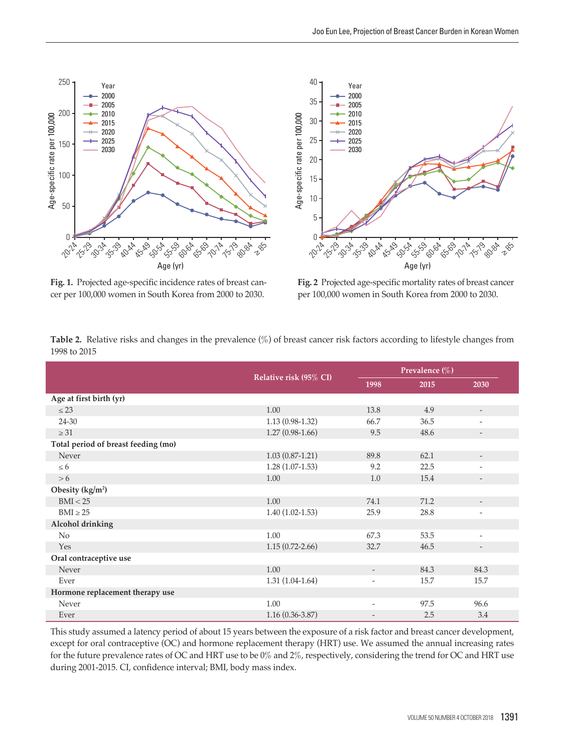**Fig. 1.** Projected age-specific incidence rates of breast cancer per 100,000 women in South Korea from 2000 to 2030.

**Fig. 2** Projected age-specific mortality rates of breast cancer per 100,000 women in South Korea from 2000 to 2030.

**Table 2.** Relative risks and changes in the prevalence (%) of breast cancer risk factors according to lifestyle changes from 1998 to 2015

| | Relative risk (95% CI) | Prevalence (%) | | |
|---|---|---|---|---|
| | | 1998 | 2015 | 2030 |
| **Age at first birth (yr)** | | | | |
| ≤ 23 | 1.00 | 13.8 | 4.9 | - |
| 24-30 | 1.13 (0.98-1.32) | 66.7 | 36.5 | - |
| ≥ 31 | 1.27 (0.98-1.66) | 9.5 | 48.6 | - |
| **Total period of breast feeding (mo)** | | | | |
| Never | 1.03 (0.87-1.21) | 89.8 | 62.1 | - |
| ≤ 6 | 1.28 (1.07-1.53) | 9.2 | 22.5 | - |
| > 6 | 1.00 | 1.0 | 15.4 | - |
| **Obesity (kg/m²)** | | | | |
| BMI < 25 | 1.00 | 74.1 | 71.2 | - |
| BMI ≥ 25 | 1.40 (1.02-1.53) | 25.9 | 28.8 | - |
| **Alcohol drinking** | | | | |
| No | 1.00 | 67.3 | 53.5 | - |
| Yes | 1.15 (0.72-2.66) | 32.7 | 46.5 | - |
| **Oral contraceptive use** | | | | |
| Never | 1.00 | - | 84.3 | 84.3 |
| Ever | 1.31 (1.04-1.64) | - | 15.7 | 15.7 |
| **Hormone replacement therapy use** | | | | |
| Never | 1.00 | - | 97.5 | 96.6 |
| Ever | 1.16 (0.36-3.87) | - | 2.5 | 3.4 |

This study assumed a latency period of about 15 years between the exposure of a risk factor and breast cancer development, except for oral contraceptive (OC) and hormone replacement therapy (HRT) use. We assumed the annual increasing rates for the future prevalence rates of OC and HRT use to be 0% and 2%, respectively, considering the trend for OC and HRT use during 2001-2015. CI, confidence interval; BMI, body mass index.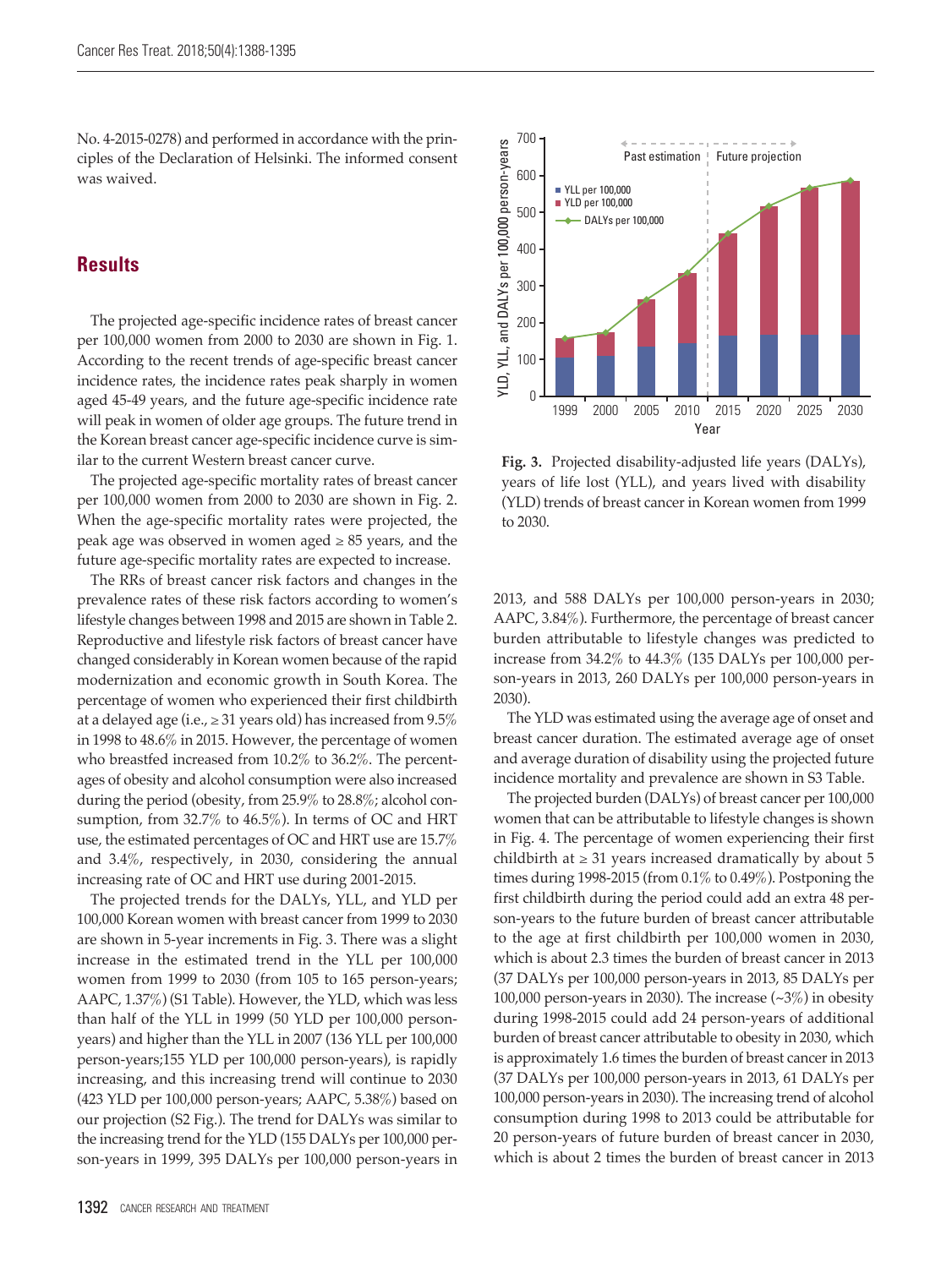No. 4-2015-0278) and performed in accordance with the principles of the Declaration of Helsinki. The informed consent was waived.

## Results

The projected age-specific incidence rates of breast cancer per 100,000 women from 2000 to 2030 are shown in Fig. 1. According to the recent trends of age-specific breast cancer incidence rates, the incidence rates peak sharply in women aged 45-49 years, and the future age-specific incidence rate will peak in women of older age groups. The future trend in the Korean breast cancer age-specific incidence curve is similar to the current Western breast cancer curve.

The projected age-specific mortality rates of breast cancer per 100,000 women from 2000 to 2030 are shown in Fig. 2. When the age-specific mortality rates were projected, the peak age was observed in women aged ≥ 85 years, and the future age-specific mortality rates are expected to increase.

The RRs of breast cancer risk factors and changes in the prevalence rates of these risk factors according to women's lifestyle changes between 1998 and 2015 are shown in Table 2. Reproductive and lifestyle risk factors of breast cancer have changed considerably in Korean women because of the rapid modernization and economic growth in South Korea. The percentage of women who experienced their first childbirth at a delayed age (i.e., ≥ 31 years old) has increased from 9.5% in 1998 to 48.6% in 2015. However, the percentage of women who breastfed increased from 10.2% to 36.2%. The percentages of obesity and alcohol consumption were also increased during the period (obesity, from 25.9% to 28.8%; alcohol consumption, from 32.7% to 46.5%). In terms of OC and HRT use, the estimated percentages of OC and HRT use are 15.7% and 3.4%, respectively, in 2030, considering the annual increasing rate of OC and HRT use during 2001-2015.

The projected trends for the DALYs, YLL, and YLD per 100,000 Korean women with breast cancer from 1999 to 2030 are shown in 5-year increments in Fig. 3. There was a slight increase in the estimated trend in the YLL per 100,000 women from 1999 to 2030 (from 105 to 165 person-years; AAPC, 1.37%) (S1 Table). However, the YLD, which was less than half of the YLL in 1999 (50 YLD per 100,000 person-years) and higher than the YLL in 2007 (136 YLL per 100,000 person-years;155 YLD per 100,000 person-years), is rapidly increasing, and this increasing trend will continue to 2030 (423 YLD per 100,000 person-years; AAPC, 5.38%) based on our projection (S2 Fig.). The trend for DALYs was similar to the increasing trend for the YLD (155 DALYs per 100,000 person-years in 1999, 395 DALYs per 100,000 person-years in 2013, and 588 DALYs per 100,000 person-years in 2030; AAPC, 3.84%). Furthermore, the percentage of breast cancer burden attributable to lifestyle changes was predicted to increase from 34.2% to 44.3% (135 DALYs per 100,000 person-years in 2013, 260 DALYs per 100,000 person-years in 2030).

Fig. 3. Projected disability-adjusted life years (DALYs), years of life lost (YLL), and years lived with disability (YLD) trends of breast cancer in Korean women from 1999 to 2030.

The YLD was estimated using the average age of onset and breast cancer duration. The estimated average age of onset and average duration of disability using the projected future incidence mortality and prevalence are shown in S3 Table.

The projected burden (DALYs) of breast cancer per 100,000 women that can be attributable to lifestyle changes is shown in Fig. 4. The percentage of women experiencing their first childbirth at ≥ 31 years increased dramatically by about 5 times during 1998-2015 (from 0.1% to 0.49%). Postponing the first childbirth during the period could add an extra 48 person-years to the future burden of breast cancer attributable to the age at first childbirth per 100,000 women in 2030, which is about 2.3 times the burden of breast cancer in 2013 (37 DALYs per 100,000 person-years in 2013, 85 DALYs per 100,000 person-years in 2030). The increase (~3%) in obesity during 1998-2015 could add 24 person-years of additional burden of breast cancer attributable to obesity in 2030, which is approximately 1.6 times the burden of breast cancer in 2013 (37 DALYs per 100,000 person-years in 2013, 61 DALYs per 100,000 person-years in 2030). The increasing trend of alcohol consumption during 1998 to 2013 could be attributable for 20 person-years of future burden of breast cancer in 2030, which is about 2 times the burden of breast cancer in 2013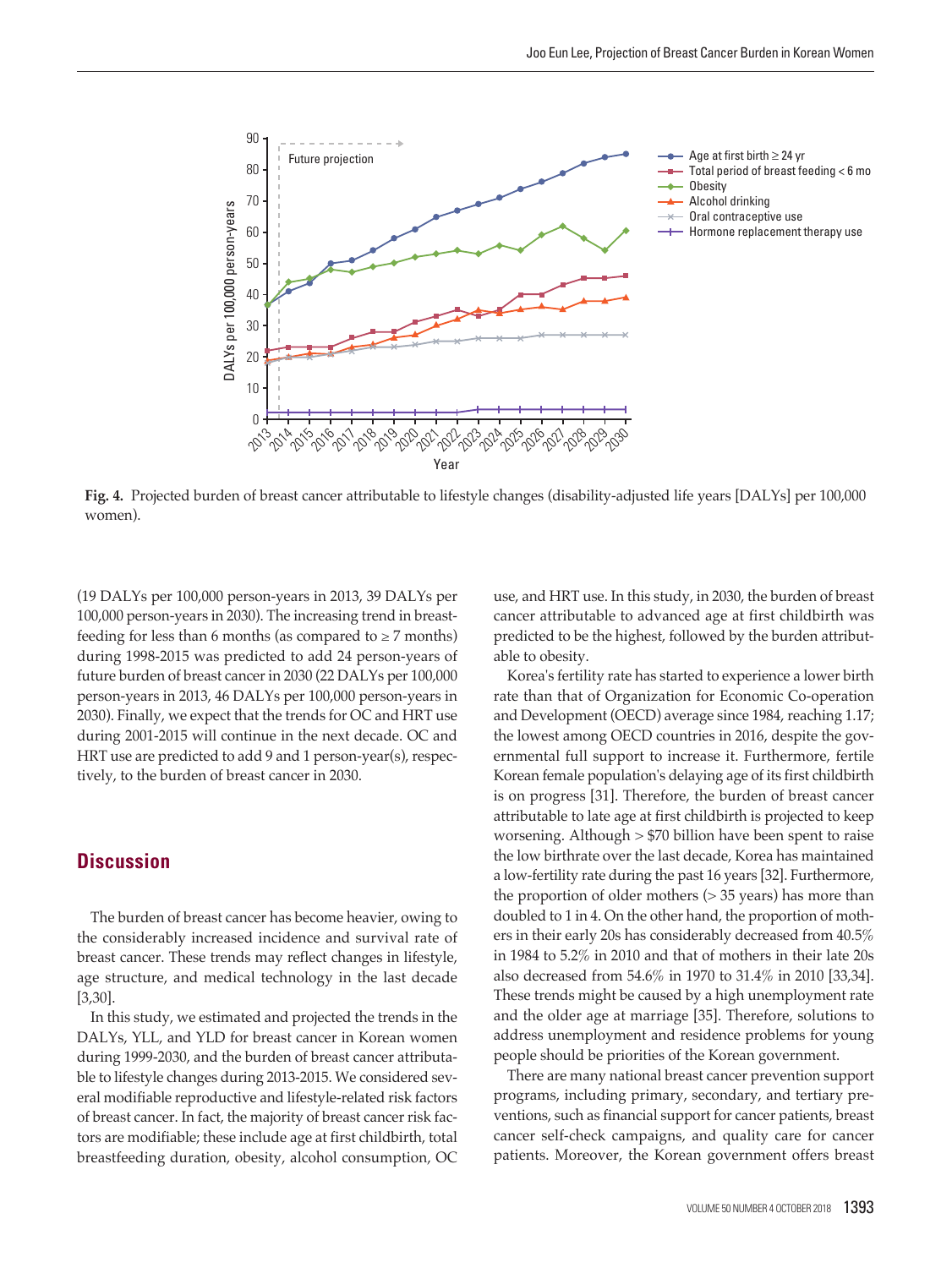Fig. 4. Projected burden of breast cancer attributable to lifestyle changes (disability-adjusted life years [DALYs] per 100,000 women).

(19 DALYs per 100,000 person-years in 2013, 39 DALYs per 100,000 person-years in 2030). The increasing trend in breastfeeding for less than 6 months (as compared to ≥ 7 months) during 1998-2015 was predicted to add 24 person-years of future burden of breast cancer in 2030 (22 DALYs per 100,000 person-years in 2013, 46 DALYs per 100,000 person-years in 2030). Finally, we expect that the trends for OC and HRT use during 2001-2015 will continue in the next decade. OC and HRT use are predicted to add 9 and 1 person-year(s), respectively, to the burden of breast cancer in 2030.

## Discussion

The burden of breast cancer has become heavier, owing to the considerably increased incidence and survival rate of breast cancer. These trends may reflect changes in lifestyle, age structure, and medical technology in the last decade [3,30].

In this study, we estimated and projected the trends in the DALYs, YLL, and YLD for breast cancer in Korean women during 1999-2030, and the burden of breast cancer attributable to lifestyle changes during 2013-2015. We considered several modifiable reproductive and lifestyle-related risk factors of breast cancer. In fact, the majority of breast cancer risk factors are modifiable; these include age at first childbirth, total breastfeeding duration, obesity, alcohol consumption, OC use, and HRT use. In this study, in 2030, the burden of breast cancer attributable to advanced age at first childbirth was predicted to be the highest, followed by the burden attributable to obesity.

Korea's fertility rate has started to experience a lower birth rate than that of Organization for Economic Co-operation and Development (OECD) average since 1984, reaching 1.17; the lowest among OECD countries in 2016, despite the governmental full support to increase it. Furthermore, fertile Korean female population's delaying age of its first childbirth is on progress [31]. Therefore, the burden of breast cancer attributable to late age at first childbirth is projected to keep worsening. Although > $70 billion have been spent to raise the low birthrate over the last decade, Korea has maintained a low-fertility rate during the past 16 years [32]. Furthermore, the proportion of older mothers (> 35 years) has more than doubled to 1 in 4. On the other hand, the proportion of mothers in their early 20s has considerably decreased from 40.5% in 1984 to 5.2% in 2010 and that of mothers in their late 20s also decreased from 54.6% in 1970 to 31.4% in 2010 [33,34]. These trends might be caused by a high unemployment rate and the older age at marriage [35]. Therefore, solutions to address unemployment and residence problems for young people should be priorities of the Korean government.

There are many national breast cancer prevention support programs, including primary, secondary, and tertiary preventions, such as financial support for cancer patients, breast cancer self-check campaigns, and quality care for cancer patients. Moreover, the Korean government offers breast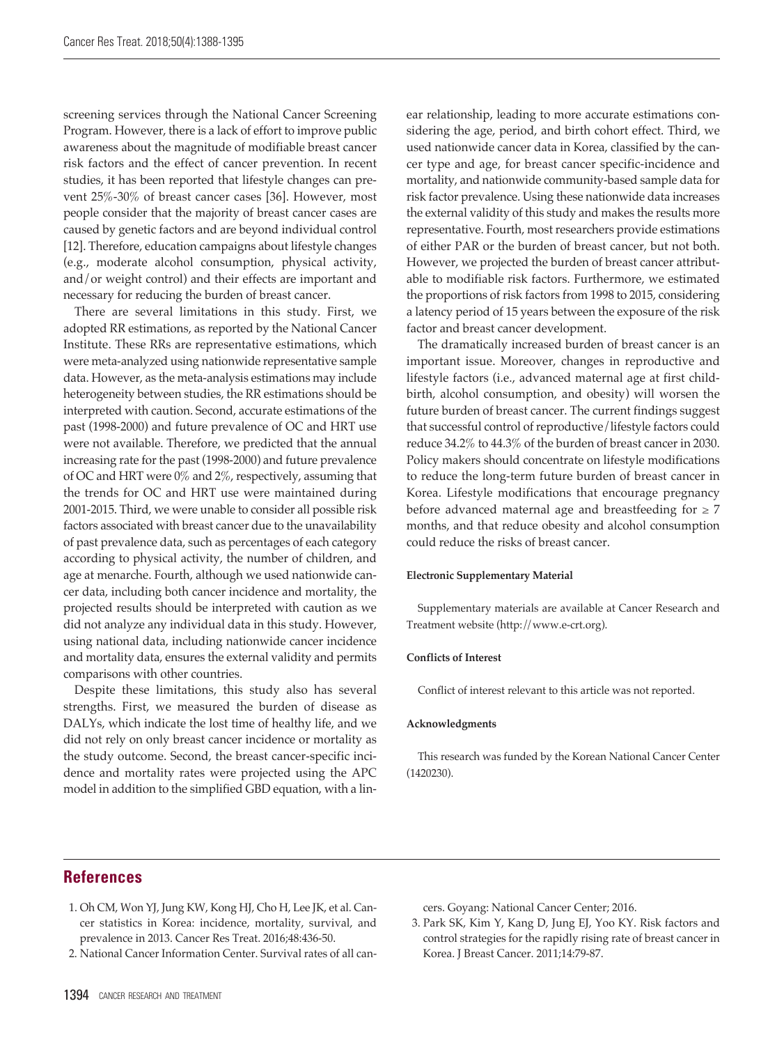screening services through the National Cancer Screening Program. However, there is a lack of effort to improve public awareness about the magnitude of modifiable breast cancer risk factors and the effect of cancer prevention. In recent studies, it has been reported that lifestyle changes can prevent 25%-30% of breast cancer cases [36]. However, most people consider that the majority of breast cancer cases are caused by genetic factors and are beyond individual control [12]. Therefore, education campaigns about lifestyle changes (e.g., moderate alcohol consumption, physical activity, and/or weight control) and their effects are important and necessary for reducing the burden of breast cancer.

There are several limitations in this study. First, we adopted RR estimations, as reported by the National Cancer Institute. These RRs are representative estimations, which were meta-analyzed using nationwide representative sample data. However, as the meta-analysis estimations may include heterogeneity between studies, the RR estimations should be interpreted with caution. Second, accurate estimations of the past (1998-2000) and future prevalence of OC and HRT use were not available. Therefore, we predicted that the annual increasing rate for the past (1998-2000) and future prevalence of OC and HRT were 0% and 2%, respectively, assuming that the trends for OC and HRT use were maintained during 2001-2015. Third, we were unable to consider all possible risk factors associated with breast cancer due to the unavailability of past prevalence data, such as percentages of each category according to physical activity, the number of children, and age at menarche. Fourth, although we used nationwide cancer data, including both cancer incidence and mortality, the projected results should be interpreted with caution as we did not analyze any individual data in this study. However, using national data, including nationwide cancer incidence and mortality data, ensures the external validity and permits comparisons with other countries.

Despite these limitations, this study also has several strengths. First, we measured the burden of disease as DALYs, which indicate the lost time of healthy life, and we did not rely on only breast cancer incidence or mortality as the study outcome. Second, the breast cancer-specific incidence and mortality rates were projected using the APC model in addition to the simplified GBD equation, with a linear relationship, leading to more accurate estimations considering the age, period, and birth cohort effect. Third, we used nationwide cancer data in Korea, classified by the cancer type and age, for breast cancer specific-incidence and mortality, and nationwide community-based sample data for risk factor prevalence. Using these nationwide data increases the external validity of this study and makes the results more representative. Fourth, most researchers provide estimations of either PAR or the burden of breast cancer, but not both. However, we projected the burden of breast cancer attributable to modifiable risk factors. Furthermore, we estimated the proportions of risk factors from 1998 to 2015, considering a latency period of 15 years between the exposure of the risk factor and breast cancer development.

The dramatically increased burden of breast cancer is an important issue. Moreover, changes in reproductive and lifestyle factors (i.e., advanced maternal age at first childbirth, alcohol consumption, and obesity) will worsen the future burden of breast cancer. The current findings suggest that successful control of reproductive/lifestyle factors could reduce 34.2% to 44.3% of the burden of breast cancer in 2030. Policy makers should concentrate on lifestyle modifications to reduce the long-term future burden of breast cancer in Korea. Lifestyle modifications that encourage pregnancy before advanced maternal age and breastfeeding for ≥ 7 months, and that reduce obesity and alcohol consumption could reduce the risks of breast cancer.

#### Electronic Supplementary Material

Supplementary materials are available at Cancer Research and Treatment website (http://www.e-crt.org).

#### Conflicts of Interest

Conflict of interest relevant to this article was not reported.

#### Acknowledgments

This research was funded by the Korean National Cancer Center (1420230).

## References

1. Oh CM, Won YJ, Jung KW, Kong HJ, Cho H, Lee JK, et al. Cancer statistics in Korea: incidence, mortality, survival, and prevalence in 2013. Cancer Res Treat. 2016;48:436-50.
2. National Cancer Information Center. Survival rates of all cancers. Goyang: National Cancer Center; 2016.
3. Park SK, Kim Y, Kang D, Jung EJ, Yoo KY. Risk factors and control strategies for the rapidly rising rate of breast cancer in Korea. J Breast Cancer. 2011;14:79-87.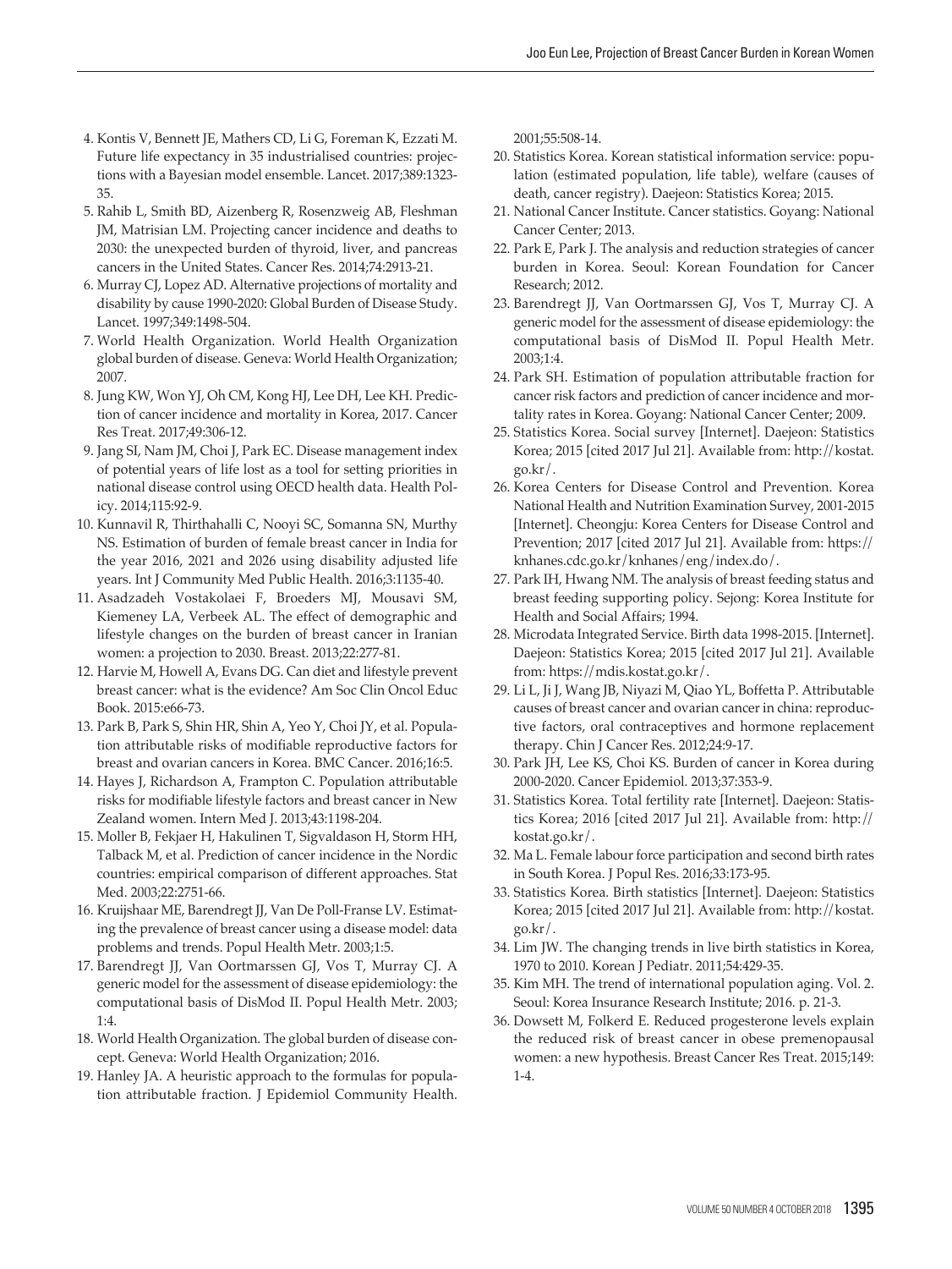4. Kontis V, Bennett JE, Mathers CD, Li G, Foreman K, Ezzati M. Future life expectancy in 35 industrialised countries: projections with a Bayesian model ensemble. Lancet. 2017;389:1323-35.
5. Rahib L, Smith BD, Aizenberg R, Rosenzweig AB, Fleshman JM, Matrisian LM. Projecting cancer incidence and deaths to 2030: the unexpected burden of thyroid, liver, and pancreas cancers in the United States. Cancer Res. 2014;74:2913-21.
6. Murray CJ, Lopez AD. Alternative projections of mortality and disability by cause 1990-2020: Global Burden of Disease Study. Lancet. 1997;349:1498-504.
7. World Health Organization. World Health Organization global burden of disease. Geneva: World Health Organization; 2007.
8. Jung KW, Won YJ, Oh CM, Kong HJ, Lee DH, Lee KH. Prediction of cancer incidence and mortality in Korea, 2017. Cancer Res Treat. 2017;49:306-12.
9. Jang SI, Nam JM, Choi J, Park EC. Disease management index of potential years of life lost as a tool for setting priorities in national disease control using OECD health data. Health Policy. 2014;115:92-9.
10. Kunnavil R, Thirthahalli C, Nooyi SC, Somanna SN, Murthy NS. Estimation of burden of female breast cancer in India for the year 2016, 2021 and 2026 using disability adjusted life years. Int J Community Med Public Health. 2016;3:1135-40.
11. Asadzadeh Vostakolaei F, Broeders MJ, Mousavi SM, Kiemeney LA, Verbeek AL. The effect of demographic and lifestyle changes on the burden of breast cancer in Iranian women: a projection to 2030. Breast. 2013;22:277-81.
12. Harvie M, Howell A, Evans DG. Can diet and lifestyle prevent breast cancer: what is the evidence? Am Soc Clin Oncol Educ Book. 2015:e66-73.
13. Park B, Park S, Shin HR, Shin A, Yeo Y, Choi JY, et al. Population attributable risks of modifiable reproductive factors for breast and ovarian cancers in Korea. BMC Cancer. 2016;16:5.
14. Hayes J, Richardson A, Frampton C. Population attributable risks for modifiable lifestyle factors and breast cancer in New Zealand women. Intern Med J. 2013;43:1198-204.
15. Moller B, Fekjaer H, Hakulinen T, Sigvaldason H, Storm HH, Talback M, et al. Prediction of cancer incidence in the Nordic countries: empirical comparison of different approaches. Stat Med. 2003;22:2751-66.
16. Kruijshaar ME, Barendregt JJ, Van De Poll-Franse LV. Estimating the prevalence of breast cancer using a disease model: data problems and trends. Popul Health Metr. 2003;1:5.
17. Barendregt JJ, Van Oortmarssen GJ, Vos T, Murray CJ. A generic model for the assessment of disease epidemiology: the computational basis of DisMod II. Popul Health Metr. 2003; 1:4.
18. World Health Organization. The global burden of disease concept. Geneva: World Health Organization; 2016.
19. Hanley JA. A heuristic approach to the formulas for population attributable fraction. J Epidemiol Community Health. 2001;55:508-14.
20. Statistics Korea. Korean statistical information service: population (estimated population, life table), welfare (causes of death, cancer registry). Daejeon: Statistics Korea; 2015.
21. National Cancer Institute. Cancer statistics. Goyang: National Cancer Center; 2013.
22. Park E, Park J. The analysis and reduction strategies of cancer burden in Korea. Seoul: Korean Foundation for Cancer Research; 2012.
23. Barendregt JJ, Van Oortmarssen GJ, Vos T, Murray CJ. A generic model for the assessment of disease epidemiology: the computational basis of DisMod II. Popul Health Metr. 2003;1:4.
24. Park SH. Estimation of population attributable fraction for cancer risk factors and prediction of cancer incidence and mortality rates in Korea. Goyang: National Cancer Center; 2009.
25. Statistics Korea. Social survey [Internet]. Daejeon: Statistics Korea; 2015 [cited 2017 Jul 21]. Available from: http://kostat.go.kr/.
26. Korea Centers for Disease Control and Prevention. Korea National Health and Nutrition Examination Survey, 2001-2015 [Internet]. Cheongju: Korea Centers for Disease Control and Prevention; 2017 [cited 2017 Jul 21]. Available from: https://knhanes.cdc.go.kr/knhanes/eng/index.do/.
27. Park IH, Hwang NM. The analysis of breast feeding status and breast feeding supporting policy. Sejong: Korea Institute for Health and Social Affairs; 1994.
28. Microdata Integrated Service. Birth data 1998-2015. [Internet]. Daejeon: Statistics Korea; 2015 [cited 2017 Jul 21]. Available from: https://mdis.kostat.go.kr/.
29. Li L, Ji J, Wang JB, Niyazi M, Qiao YL, Boffetta P. Attributable causes of breast cancer and ovarian cancer in china: reproductive factors, oral contraceptives and hormone replacement therapy. Chin J Cancer Res. 2012;24:9-17.
30. Park JH, Lee KS, Choi KS. Burden of cancer in Korea during 2000-2020. Cancer Epidemiol. 2013;37:353-9.
31. Statistics Korea. Total fertility rate [Internet]. Daejeon: Statistics Korea; 2016 [cited 2017 Jul 21]. Available from: http://kostat.go.kr/.
32. Ma L. Female labour force participation and second birth rates in South Korea. J Popul Res. 2016;33:173-95.
33. Statistics Korea. Birth statistics [Internet]. Daejeon: Statistics Korea; 2015 [cited 2017 Jul 21]. Available from: http://kostat.go.kr/.
34. Lim JW. The changing trends in live birth statistics in Korea, 1970 to 2010. Korean J Pediatr. 2011;54:429-35.
35. Kim MH. The trend of international population aging. Vol. 2. Seoul: Korea Insurance Research Institute; 2016. p. 21-3.
36. Dowsett M, Folkerd E. Reduced progesterone levels explain the reduced risk of breast cancer in obese premenopausal women: a new hypothesis. Breast Cancer Res Treat. 2015;149:1-4.